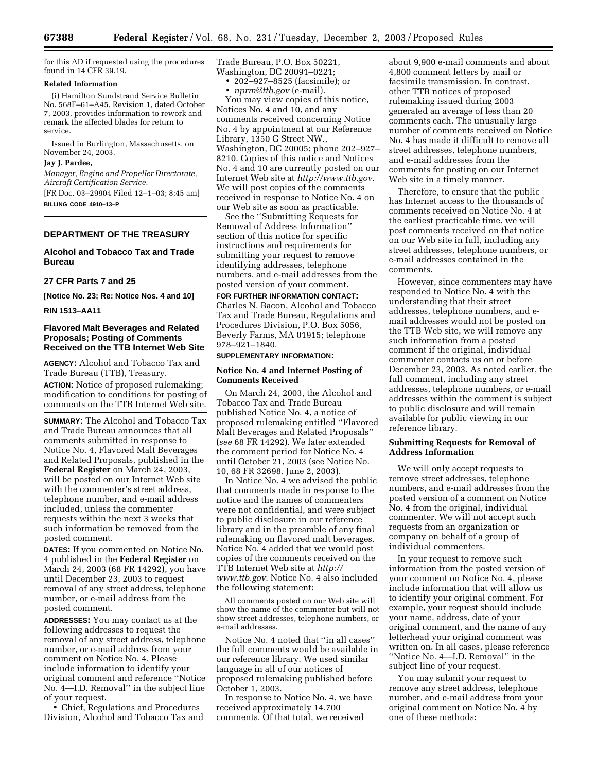for this AD if requested using the procedures found in 14 CFR 39.19.

**Related Information**

(i) Hamilton Sundstrand Service Bulletin No. 568F–61–A45, Revision 1, dated October 7, 2003, provides information to rework and remark the affected blades for return to service.

Issued in Burlington, Massachusetts, on November 24, 2003.

**Jay J. Pardee,**

*Manager, Engine and Propeller Directorate, Aircraft Certification Service.*

[FR Doc. 03–29904 Filed 12–1–03; 8:45 am]

**BILLING CODE 4910–13–P**

---

## DEPARTMENT OF THE TREASURY

### Alcohol and Tobacco Tax and Trade Bureau

### 27 CFR Parts 7 and 25

**[Notice No. 23; Re: Notice Nos. 4 and 10]**

**RIN 1513–AA11**

### Flavored Malt Beverages and Related Proposals; Posting of Comments Received on the TTB Internet Web Site

**AGENCY:** Alcohol and Tobacco Tax and Trade Bureau (TTB), Treasury.

**ACTION:** Notice of proposed rulemaking; modification to conditions for posting of comments on the TTB Internet Web site.

**SUMMARY:** The Alcohol and Tobacco Tax and Trade Bureau announces that all comments submitted in response to Notice No. 4, Flavored Malt Beverages and Related Proposals, published in the **Federal Register** on March 24, 2003, will be posted on our Internet Web site with the commenter's street address, telephone number, and e-mail address included, unless the commenter requests within the next 3 weeks that such information be removed from the posted comment.

**DATES:** If you commented on Notice No. 4 published in the **Federal Register** on March 24, 2003 (68 FR 14292), you have until December 23, 2003 to request removal of any street address, telephone number, or e-mail address from the posted comment.

**ADDRESSES:** You may contact us at the following addresses to request the removal of any street address, telephone number, or e-mail address from your comment on Notice No. 4. Please include information to identify your original comment and reference ''Notice No. 4—I.D. Removal'' in the subject line of your request.

- Chief, Regulations and Procedures Division, Alcohol and Tobacco Tax and Trade Bureau, P.O. Box 50221, Washington, DC 20091–0221;
- 202–927–8525 (facsimile); or
- *nprm@ttb.gov* (e-mail).

You may view copies of this notice, Notices No. 4 and 10, and any comments received concerning Notice No. 4 by appointment at our Reference Library, 1350 G Street NW., Washington, DC 20005; phone 202–927–8210. Copies of this notice and Notices No. 4 and 10 are currently posted on our Internet Web site at *http://www.ttb.gov*. We will post copies of the comments received in response to Notice No. 4 on our Web site as soon as practicable.

See the ''Submitting Requests for Removal of Address Information'' section of this notice for specific instructions and requirements for submitting your request to remove identifying addresses, telephone numbers, and e-mail addresses from the posted version of your comment.

**FOR FURTHER INFORMATION CONTACT:** Charles N. Bacon, Alcohol and Tobacco Tax and Trade Bureau, Regulations and Procedures Division, P.O. Box 5056, Beverly Farms, MA 01915; telephone 978–921–1840.

**SUPPLEMENTARY INFORMATION:**

#### Notice No. 4 and Internet Posting of Comments Received

On March 24, 2003, the Alcohol and Tobacco Tax and Trade Bureau published Notice No. 4, a notice of proposed rulemaking entitled ''Flavored Malt Beverages and Related Proposals'' (*see* 68 FR 14292). We later extended the comment period for Notice No. 4 until October 21, 2003 (see Notice No. 10, 68 FR 32698, June 2, 2003).

In Notice No. 4 we advised the public that comments made in response to the notice and the names of commenters were not confidential, and were subject to public disclosure in our reference library and in the preamble of any final rulemaking on flavored malt beverages. Notice No. 4 added that we would post copies of the comments received on the TTB Internet Web site at *http://www.ttb.gov*. Notice No. 4 also included the following statement:

> All comments posted on our Web site will show the name of the commenter but will not show street addresses, telephone numbers, or e-mail addresses.

Notice No. 4 noted that ''in all cases'' the full comments would be available in our reference library. We used similar language in all of our notices of proposed rulemaking published before October 1, 2003.

In response to Notice No. 4, we have received approximately 14,700 comments. Of that total, we received about 9,900 e-mail comments and about 4,800 comment letters by mail or facsimile transmission. In contrast, other TTB notices of proposed rulemaking issued during 2003 generated an average of less than 20 comments each. The unusually large number of comments received on Notice No. 4 has made it difficult to remove all street addresses, telephone numbers, and e-mail addresses from the comments for posting on our Internet Web site in a timely manner.

Therefore, to ensure that the public has Internet access to the thousands of comments received on Notice No. 4 at the earliest practicable time, we will post comments received on that notice on our Web site in full, including any street addresses, telephone numbers, or e-mail addresses contained in the comments.

However, since commenters may have responded to Notice No. 4 with the understanding that their street addresses, telephone numbers, and e-mail addresses would not be posted on the TTB Web site, we will remove any such information from a posted comment if the original, individual commenter contacts us on or before December 23, 2003. As noted earlier, the full comment, including any street addresses, telephone numbers, or e-mail addresses within the comment is subject to public disclosure and will remain available for public viewing in our reference library.

#### Submitting Requests for Removal of Address Information

We will only accept requests to remove street addresses, telephone numbers, and e-mail addresses from the posted version of a comment on Notice No. 4 from the original, individual commenter. We will not accept such requests from an organization or company on behalf of a group of individual commenters.

In your request to remove such information from the posted version of your comment on Notice No. 4, please include information that will allow us to identify your original comment. For example, your request should include your name, address, date of your original comment, and the name of any letterhead your original comment was written on. In all cases, please reference ''Notice No. 4—I.D. Removal'' in the subject line of your request.

You may submit your request to remove any street address, telephone number, and e-mail address from your original comment on Notice No. 4 by one of these methods: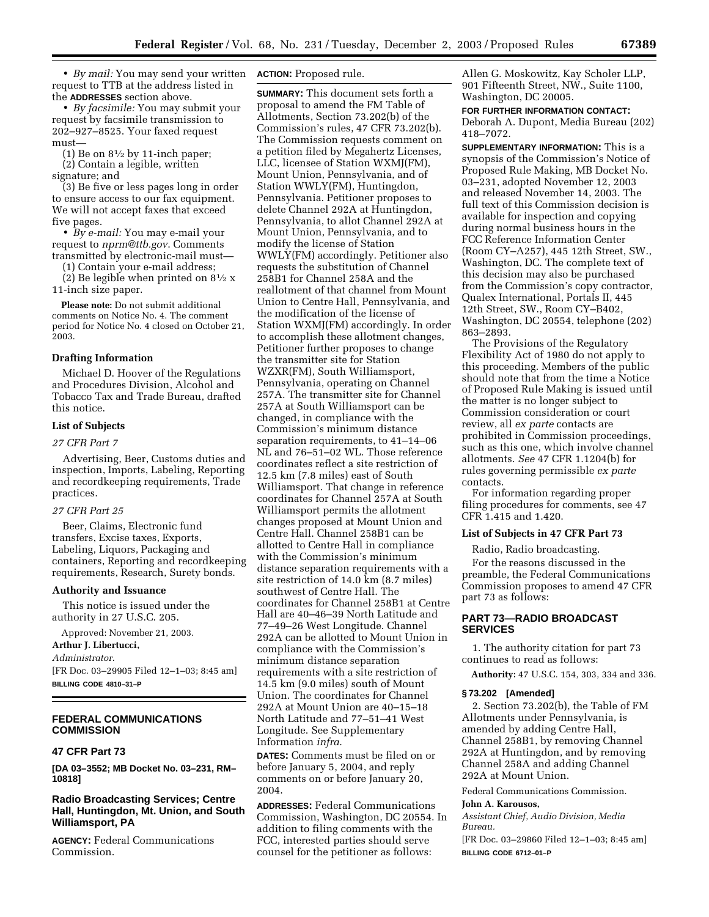• *By mail:* You may send your written request to TTB at the address listed in the **ADDRESSES** section above.

• *By facsimile:* You may submit your request by facsimile transmission to 202–927–8525. Your faxed request must—

(1) Be on 8½ by 11-inch paper;

(2) Contain a legible, written signature; and

(3) Be five or less pages long in order to ensure access to our fax equipment. We will not accept faxes that exceed five pages.

• *By e-mail:* You may e-mail your request to *nprm@ttb.gov*. Comments transmitted by electronic-mail must—

(1) Contain your e-mail address;

(2) Be legible when printed on 8½ x 11-inch size paper.

**Please note:** Do not submit additional comments on Notice No. 4. The comment period for Notice No. 4 closed on October 21, 2003.

### Drafting Information

Michael D. Hoover of the Regulations and Procedures Division, Alcohol and Tobacco Tax and Trade Bureau, drafted this notice.

### List of Subjects

*27 CFR Part 7*

Advertising, Beer, Customs duties and inspection, Imports, Labeling, Reporting and recordkeeping requirements, Trade practices.

*27 CFR Part 25*

Beer, Claims, Electronic fund transfers, Excise taxes, Exports, Labeling, Liquors, Packaging and containers, Reporting and recordkeeping requirements, Research, Surety bonds.

### Authority and Issuance

This notice is issued under the authority in 27 U.S.C. 205.

Approved: November 21, 2003.

**Arthur J. Libertucci,**

*Administrator.*

[FR Doc. 03–29905 Filed 12–1–03; 8:45 am]

**BILLING CODE 4810–31–P**

## FEDERAL COMMUNICATIONS COMMISSION

## 47 CFR Part 73

**[DA 03–3552; MB Docket No. 03–231, RM–10818]**

## Radio Broadcasting Services; Centre Hall, Huntingdon, Mt. Union, and South Williamsport, PA

**AGENCY:** Federal Communications Commission.

**ACTION:** Proposed rule.

**SUMMARY:** This document sets forth a proposal to amend the FM Table of Allotments, Section 73.202(b) of the Commission's rules, 47 CFR 73.202(b). The Commission requests comment on a petition filed by Megahertz Licenses, LLC, licensee of Station WXMJ(FM), Mount Union, Pennsylvania, and of Station WWLY(FM), Huntingdon, Pennsylvania. Petitioner proposes to delete Channel 292A at Huntingdon, Pennsylvania, to allot Channel 292A at Mount Union, Pennsylvania, and to modify the license of Station WWLY(FM) accordingly. Petitioner also requests the substitution of Channel 258B1 for Channel 258A and the reallotment of that channel from Mount Union to Centre Hall, Pennsylvania, and the modification of the license of Station WXMJ(FM) accordingly. In order to accomplish these allotment changes, Petitioner further proposes to change the transmitter site for Station WZXR(FM), South Williamsport, Pennsylvania, operating on Channel 257A. The transmitter site for Channel 257A at South Williamsport can be changed, in compliance with the Commission's minimum distance separation requirements, to 41–14–06 NL and 76–51–02 WL. Those reference coordinates reflect a site restriction of 12.5 km (7.8 miles) east of South Williamsport. That change in reference coordinates for Channel 257A at South Williamsport permits the allotment changes proposed at Mount Union and Centre Hall. Channel 258B1 can be allotted to Centre Hall in compliance with the Commission's minimum distance separation requirements with a site restriction of 14.0 km (8.7 miles) southwest of Centre Hall. The coordinates for Channel 258B1 at Centre Hall are 40–46–39 North Latitude and 77–49–26 West Longitude. Channel 292A can be allotted to Mount Union in compliance with the Commission's minimum distance separation requirements with a site restriction of 14.5 km (9.0 miles) south of Mount Union. The coordinates for Channel 292A at Mount Union are 40–15–18 North Latitude and 77–51–41 West Longitude. See Supplementary Information *infra.*

**DATES:** Comments must be filed on or before January 5, 2004, and reply comments on or before January 20, 2004.

**ADDRESSES:** Federal Communications Commission, Washington, DC 20554. In addition to filing comments with the FCC, interested parties should serve counsel for the petitioner as follows: Allen G. Moskowitz, Kay Scholer LLP, 901 Fifteenth Street, NW., Suite 1100, Washington, DC 20005.

**FOR FURTHER INFORMATION CONTACT:** Deborah A. Dupont, Media Bureau (202) 418–7072.

**SUPPLEMENTARY INFORMATION:** This is a synopsis of the Commission's Notice of Proposed Rule Making, MB Docket No. 03–231, adopted November 12, 2003 and released November 14, 2003. The full text of this Commission decision is available for inspection and copying during normal business hours in the FCC Reference Information Center (Room CY–A257), 445 12th Street, SW., Washington, DC. The complete text of this decision may also be purchased from the Commission's copy contractor, Qualex International, Portals II, 445 12th Street, SW., Room CY–B402, Washington, DC 20554, telephone (202) 863–2893.

The Provisions of the Regulatory Flexibility Act of 1980 do not apply to this proceeding. Members of the public should note that from the time a Notice of Proposed Rule Making is issued until the matter is no longer subject to Commission consideration or court review, all *ex parte* contacts are prohibited in Commission proceedings, such as this one, which involve channel allotments. *See* 47 CFR 1.1204(b) for rules governing permissible *ex parte* contacts.

For information regarding proper filing procedures for comments, see 47 CFR 1.415 and 1.420.

### List of Subjects in 47 CFR Part 73

Radio, Radio broadcasting.

For the reasons discussed in the preamble, the Federal Communications Commission proposes to amend 47 CFR part 73 as follows:

## PART 73—RADIO BROADCAST SERVICES

1. The authority citation for part 73 continues to read as follows:

**Authority:** 47 U.S.C. 154, 303, 334 and 336.

### § 73.202 [Amended]

2. Section 73.202(b), the Table of FM Allotments under Pennsylvania, is amended by adding Centre Hall, Channel 258B1, by removing Channel 292A at Huntingdon, and by removing Channel 258A and adding Channel 292A at Mount Union.

Federal Communications Commission.

**John A. Karousos,**

*Assistant Chief, Audio Division, Media Bureau.*

[FR Doc. 03–29860 Filed 12–1–03; 8:45 am]

**BILLING CODE 6712–01–P**